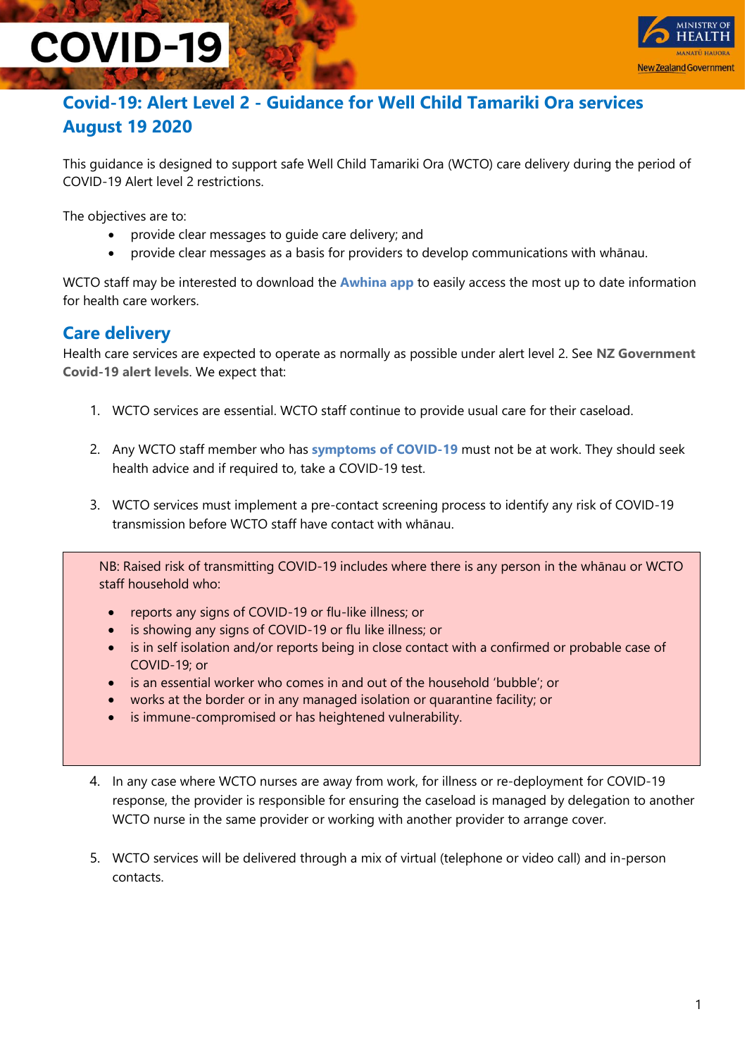# Covid-19: Alert Level 2 - Guidance for Well Child Tamariki Ora services August 19 2020

This guidance is designed to support safe Well Child Tamariki Ora (WCTO) care delivery during the period of COVID-19 Alert level 2 restrictions.

The objectives are to:

- provide clear messages to guide care delivery; and
- provide clear messages as a basis for providers to develop communications with whānau.

WCTO staff may be interested to download the **Awhina app** to easily access the most up to date information for health care workers.

## Care delivery

Health care services are expected to operate as normally as possible under alert level 2. See **NZ Government Covid-19 alert levels**. We expect that:

1. WCTO services are essential. WCTO staff continue to provide usual care for their caseload.

2. Any WCTO staff member who has **symptoms of COVID-19** must not be at work. They should seek health advice and if required to, take a COVID-19 test.

3. WCTO services must implement a pre-contact screening process to identify any risk of COVID-19 transmission before WCTO staff have contact with whānau.

> NB: Raised risk of transmitting COVID-19 includes where there is any person in the whānau or WCTO staff household who:
>
> - reports any signs of COVID-19 or flu-like illness; or
> - is showing any signs of COVID-19 or flu like illness; or
> - is in self isolation and/or reports being in close contact with a confirmed or probable case of COVID-19; or
> - is an essential worker who comes in and out of the household 'bubble'; or
> - works at the border or in any managed isolation or quarantine facility; or
> - is immune-compromised or has heightened vulnerability.

4. In any case where WCTO nurses are away from work, for illness or re-deployment for COVID-19 response, the provider is responsible for ensuring the caseload is managed by delegation to another WCTO nurse in the same provider or working with another provider to arrange cover.

5. WCTO services will be delivered through a mix of virtual (telephone or video call) and in-person contacts.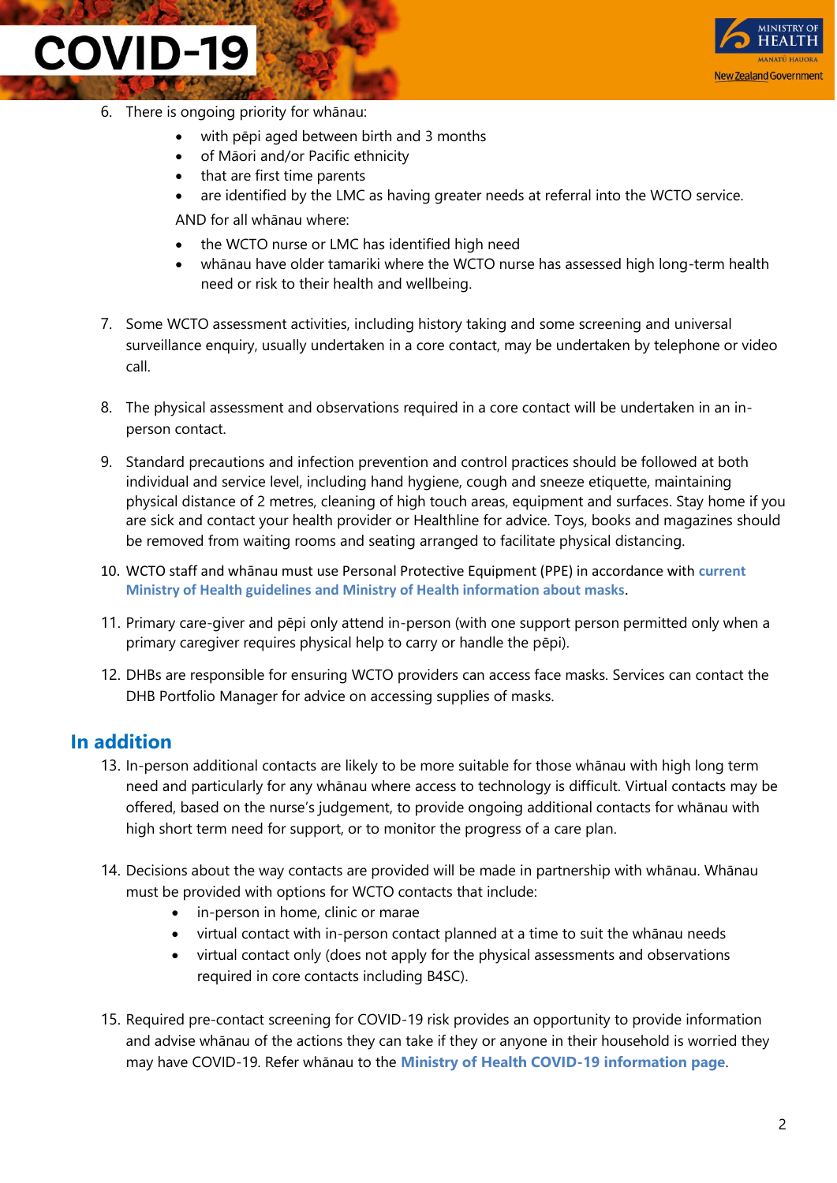6. There is ongoing priority for whānau:
    - with pēpi aged between birth and 3 months
    - of Māori and/or Pacific ethnicity
    - that are first time parents
    - are identified by the LMC as having greater needs at referral into the WCTO service.

    AND for all whānau where:

    - the WCTO nurse or LMC has identified high need
    - whānau have older tamariki where the WCTO nurse has assessed high long-term health need or risk to their health and wellbeing.

7. Some WCTO assessment activities, including history taking and some screening and universal surveillance enquiry, usually undertaken in a core contact, may be undertaken by telephone or video call.

8. The physical assessment and observations required in a core contact will be undertaken in an in-person contact.

9. Standard precautions and infection prevention and control practices should be followed at both individual and service level, including hand hygiene, cough and sneeze etiquette, maintaining physical distance of 2 metres, cleaning of high touch areas, equipment and surfaces. Stay home if you are sick and contact your health provider or Healthline for advice. Toys, books and magazines should be removed from waiting rooms and seating arranged to facilitate physical distancing.

10. WCTO staff and whānau must use Personal Protective Equipment (PPE) in accordance with **current Ministry of Health guidelines and Ministry of Health information about masks**.

11. Primary care-giver and pēpi only attend in-person (with one support person permitted only when a primary caregiver requires physical help to carry or handle the pēpi).

12. DHBs are responsible for ensuring WCTO providers can access face masks. Services can contact the DHB Portfolio Manager for advice on accessing supplies of masks.

## In addition

13. In-person additional contacts are likely to be more suitable for those whānau with high long term need and particularly for any whānau where access to technology is difficult. Virtual contacts may be offered, based on the nurse's judgement, to provide ongoing additional contacts for whānau with high short term need for support, or to monitor the progress of a care plan.

14. Decisions about the way contacts are provided will be made in partnership with whānau. Whānau must be provided with options for WCTO contacts that include:
    - in-person in home, clinic or marae
    - virtual contact with in-person contact planned at a time to suit the whānau needs
    - virtual contact only (does not apply for the physical assessments and observations required in core contacts including B4SC).

15. Required pre-contact screening for COVID-19 risk provides an opportunity to provide information and advise whānau of the actions they can take if they or anyone in their household is worried they may have COVID-19. Refer whānau to the **Ministry of Health COVID-19 information page**.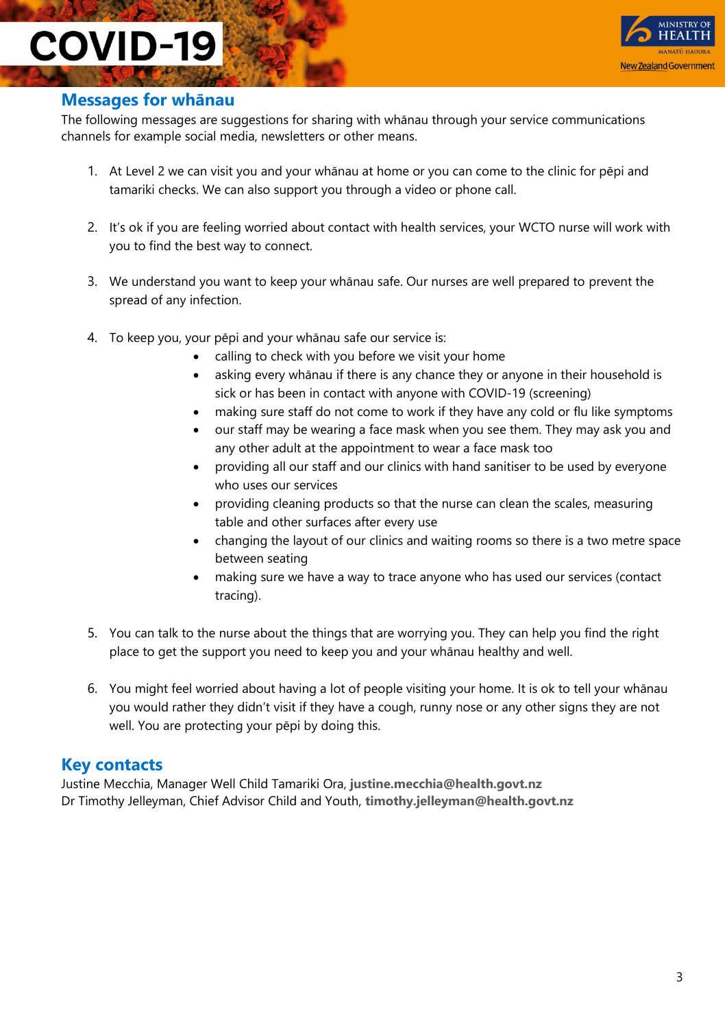## Messages for whānau

The following messages are suggestions for sharing with whānau through your service communications channels for example social media, newsletters or other means.

1. At Level 2 we can visit you and your whānau at home or you can come to the clinic for pēpi and tamariki checks. We can also support you through a video or phone call.

2. It's ok if you are feeling worried about contact with health services, your WCTO nurse will work with you to find the best way to connect.

3. We understand you want to keep your whānau safe. Our nurses are well prepared to prevent the spread of any infection.

4. To keep you, your pēpi and your whānau safe our service is:
   - calling to check with you before we visit your home
   - asking every whānau if there is any chance they or anyone in their household is sick or has been in contact with anyone with COVID-19 (screening)
   - making sure staff do not come to work if they have any cold or flu like symptoms
   - our staff may be wearing a face mask when you see them. They may ask you and any other adult at the appointment to wear a face mask too
   - providing all our staff and our clinics with hand sanitiser to be used by everyone who uses our services
   - providing cleaning products so that the nurse can clean the scales, measuring table and other surfaces after every use
   - changing the layout of our clinics and waiting rooms so there is a two metre space between seating
   - making sure we have a way to trace anyone who has used our services (contact tracing).

5. You can talk to the nurse about the things that are worrying you. They can help you find the right place to get the support you need to keep you and your whānau healthy and well.

6. You might feel worried about having a lot of people visiting your home. It is ok to tell your whānau you would rather they didn't visit if they have a cough, runny nose or any other signs they are not well. You are protecting your pēpi by doing this.

## Key contacts

Justine Mecchia, Manager Well Child Tamariki Ora, **justine.mecchia@health.govt.nz**
Dr Timothy Jelleyman, Chief Advisor Child and Youth, **timothy.jelleyman@health.govt.nz**